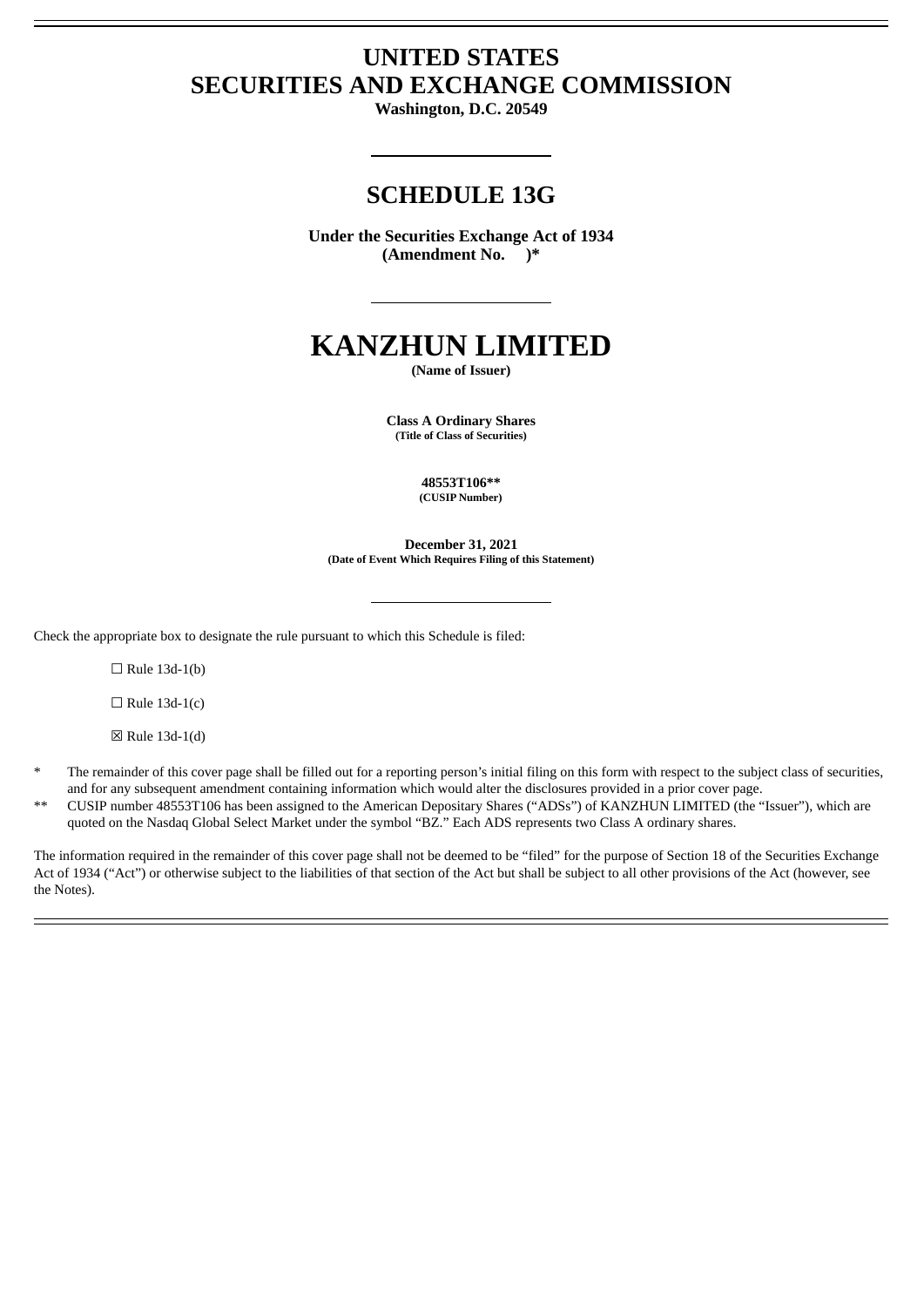# UNITED STATES
# SECURITIES AND EXCHANGE COMMISSION

**Washington, D.C. 20549**

---

## SCHEDULE 13G

**Under the Securities Exchange Act of 1934**
**(Amendment No. )***

---

# KANZHUN LIMITED

**(Name of Issuer)**

**Class A Ordinary Shares**
**(Title of Class of Securities)**

**48553T106****
**(CUSIP Number)**

**December 31, 2021**
**(Date of Event Which Requires Filing of this Statement)**

---

Check the appropriate box to designate the rule pursuant to which this Schedule is filed:

☐ Rule 13d-1(b)

☐ Rule 13d-1(c)

☒ Rule 13d-1(d)

\* The remainder of this cover page shall be filled out for a reporting person's initial filing on this form with respect to the subject class of securities, and for any subsequent amendment containing information which would alter the disclosures provided in a prior cover page.

\** CUSIP number 48553T106 has been assigned to the American Depositary Shares ("ADSs") of KANZHUN LIMITED (the "Issuer"), which are quoted on the Nasdaq Global Select Market under the symbol "BZ." Each ADS represents two Class A ordinary shares.

The information required in the remainder of this cover page shall not be deemed to be "filed" for the purpose of Section 18 of the Securities Exchange Act of 1934 ("Act") or otherwise subject to the liabilities of that section of the Act but shall be subject to all other provisions of the Act (however, see the Notes).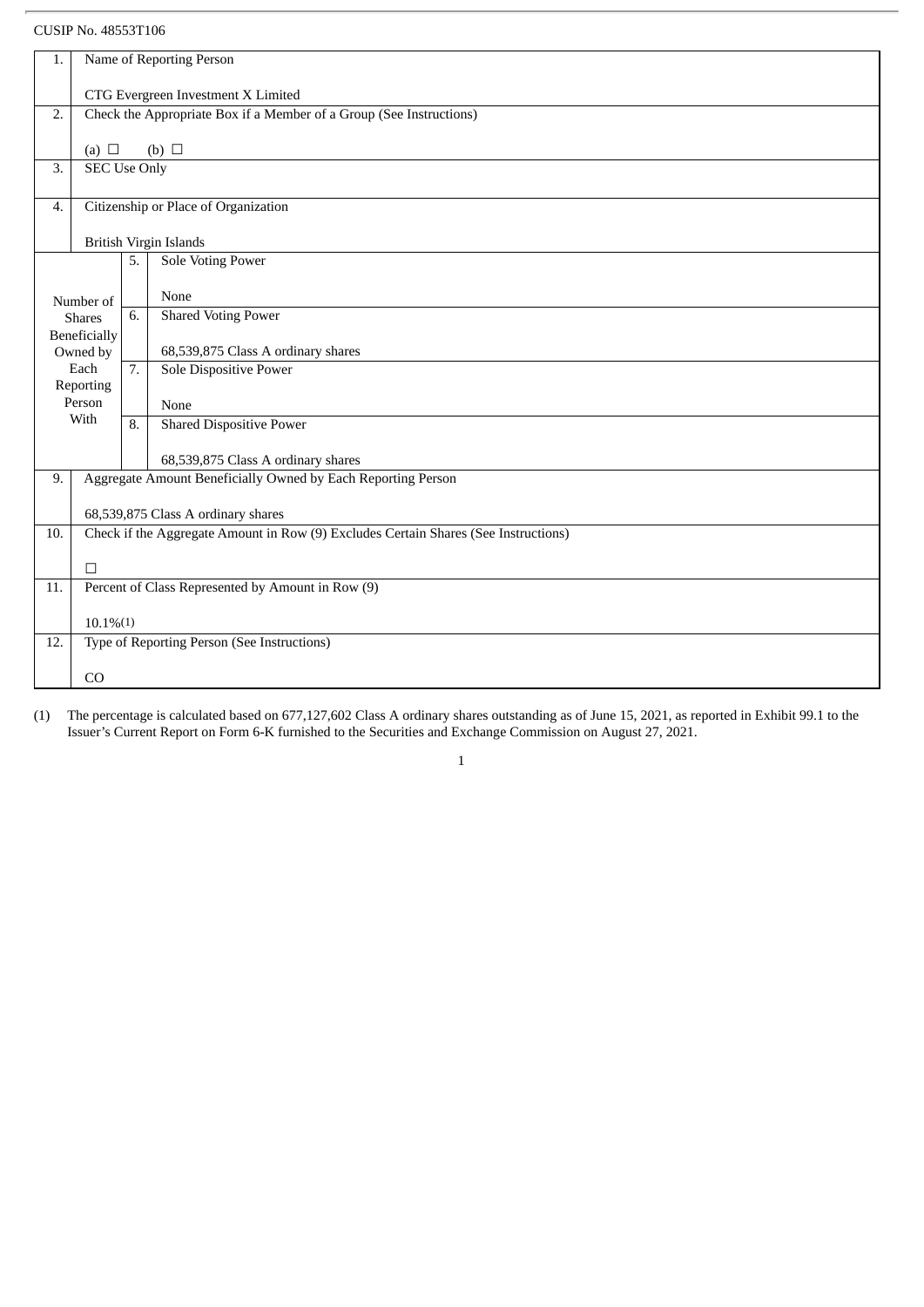CUSIP No. 48553T106

| 1. | Name of Reporting Person<br><br>CTG Evergreen Investment X Limited | | |
|---|---|---|---|
| 2. | Check the Appropriate Box if a Member of a Group (See Instructions)<br><br>(a) ☐ (b) ☐ | | |
| 3. | SEC Use Only | | |
| 4. | Citizenship or Place of Organization<br><br>British Virgin Islands | | |
| Number of Shares Beneficially Owned by Each Reporting Person With | 5. | Sole Voting Power<br><br>None | |
| | 6. | Shared Voting Power<br><br>68,539,875 Class A ordinary shares | |
| | 7. | Sole Dispositive Power<br><br>None | |
| | 8. | Shared Dispositive Power<br><br>68,539,875 Class A ordinary shares | |
| 9. | Aggregate Amount Beneficially Owned by Each Reporting Person<br><br>68,539,875 Class A ordinary shares | | |
| 10. | Check if the Aggregate Amount in Row (9) Excludes Certain Shares (See Instructions)<br><br>☐ | | |
| 11. | Percent of Class Represented by Amount in Row (9)<br><br>10.1%(1) | | |
| 12. | Type of Reporting Person (See Instructions)<br><br>CO | | |

(1) The percentage is calculated based on 677,127,602 Class A ordinary shares outstanding as of June 15, 2021, as reported in Exhibit 99.1 to the Issuer's Current Report on Form 6-K furnished to the Securities and Exchange Commission on August 27, 2021.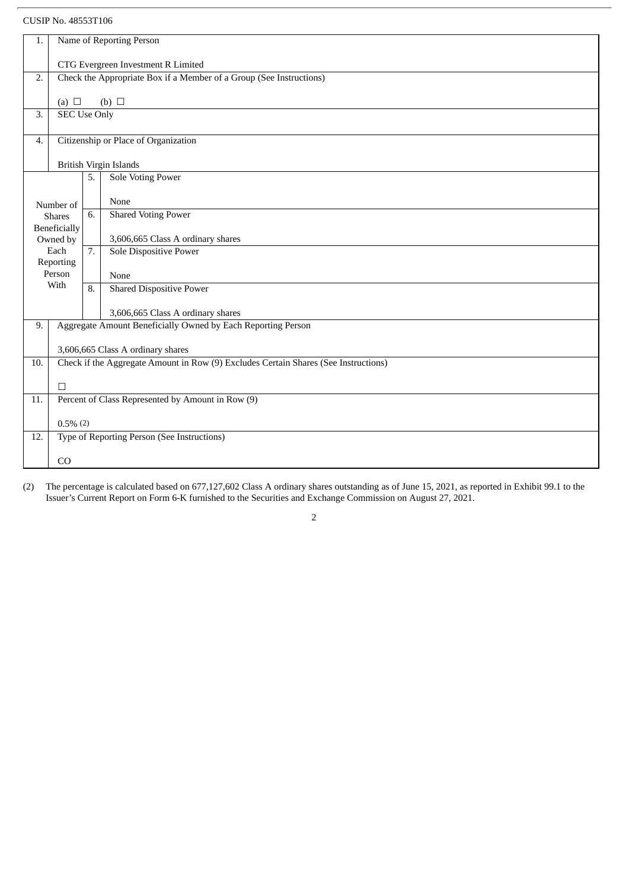CUSIP No. 48553T106

| | | | |
|---|---|---|---|
| 1. | Name of Reporting Person<br><br>CTG Evergreen Investment R Limited | | |
| 2. | Check the Appropriate Box if a Member of a Group (See Instructions)<br><br>(a) ☐ (b) ☐ | | |
| 3. | SEC Use Only | | |
| 4. | Citizenship or Place of Organization<br><br>British Virgin Islands | | |
| Number of Shares Beneficially Owned by Each Reporting Person With | 5. | Sole Voting Power<br><br>None | |
| | 6. | Shared Voting Power<br><br>3,606,665 Class A ordinary shares | |
| | 7. | Sole Dispositive Power<br><br>None | |
| | 8. | Shared Dispositive Power<br><br>3,606,665 Class A ordinary shares | |
| 9. | Aggregate Amount Beneficially Owned by Each Reporting Person<br><br>3,606,665 Class A ordinary shares | | |
| 10. | Check if the Aggregate Amount in Row (9) Excludes Certain Shares (See Instructions)<br><br>☐ | | |
| 11. | Percent of Class Represented by Amount in Row (9)<br><br>0.5% (2) | | |
| 12. | Type of Reporting Person (See Instructions)<br><br>CO | | |

(2) The percentage is calculated based on 677,127,602 Class A ordinary shares outstanding as of June 15, 2021, as reported in Exhibit 99.1 to the Issuer's Current Report on Form 6-K furnished to the Securities and Exchange Commission on August 27, 2021.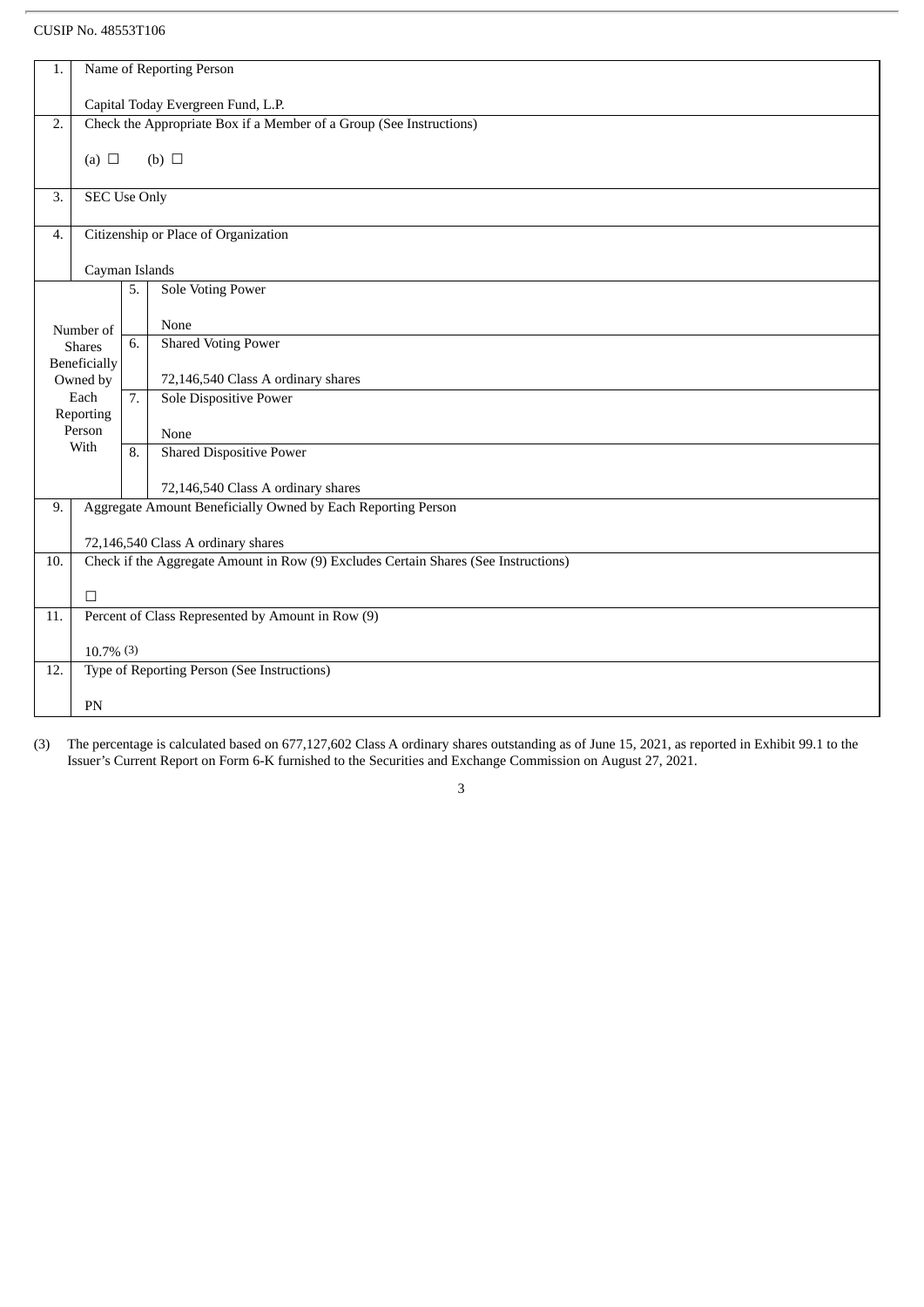CUSIP No. 48553T106

| 1. | Name of Reporting Person<br><br>Capital Today Evergreen Fund, L.P. | | |
|---|---|---|---|
| 2. | Check the Appropriate Box if a Member of a Group (See Instructions)<br><br>(a) ☐ (b) ☐ | | |
| 3. | SEC Use Only | | |
| 4. | Citizenship or Place of Organization<br><br>Cayman Islands | | |
| Number of Shares Beneficially Owned by Each Reporting Person With | | 5. | Sole Voting Power<br><br>None |
| | | 6. | Shared Voting Power<br><br>72,146,540 Class A ordinary shares |
| | | 7. | Sole Dispositive Power<br><br>None |
| | | 8. | Shared Dispositive Power<br><br>72,146,540 Class A ordinary shares |
| 9. | Aggregate Amount Beneficially Owned by Each Reporting Person<br><br>72,146,540 Class A ordinary shares | | |
| 10. | Check if the Aggregate Amount in Row (9) Excludes Certain Shares (See Instructions)<br><br>☐ | | |
| 11. | Percent of Class Represented by Amount in Row (9)<br><br>10.7% (3) | | |
| 12. | Type of Reporting Person (See Instructions)<br><br>PN | | |

(3) The percentage is calculated based on 677,127,602 Class A ordinary shares outstanding as of June 15, 2021, as reported in Exhibit 99.1 to the Issuer's Current Report on Form 6-K furnished to the Securities and Exchange Commission on August 27, 2021.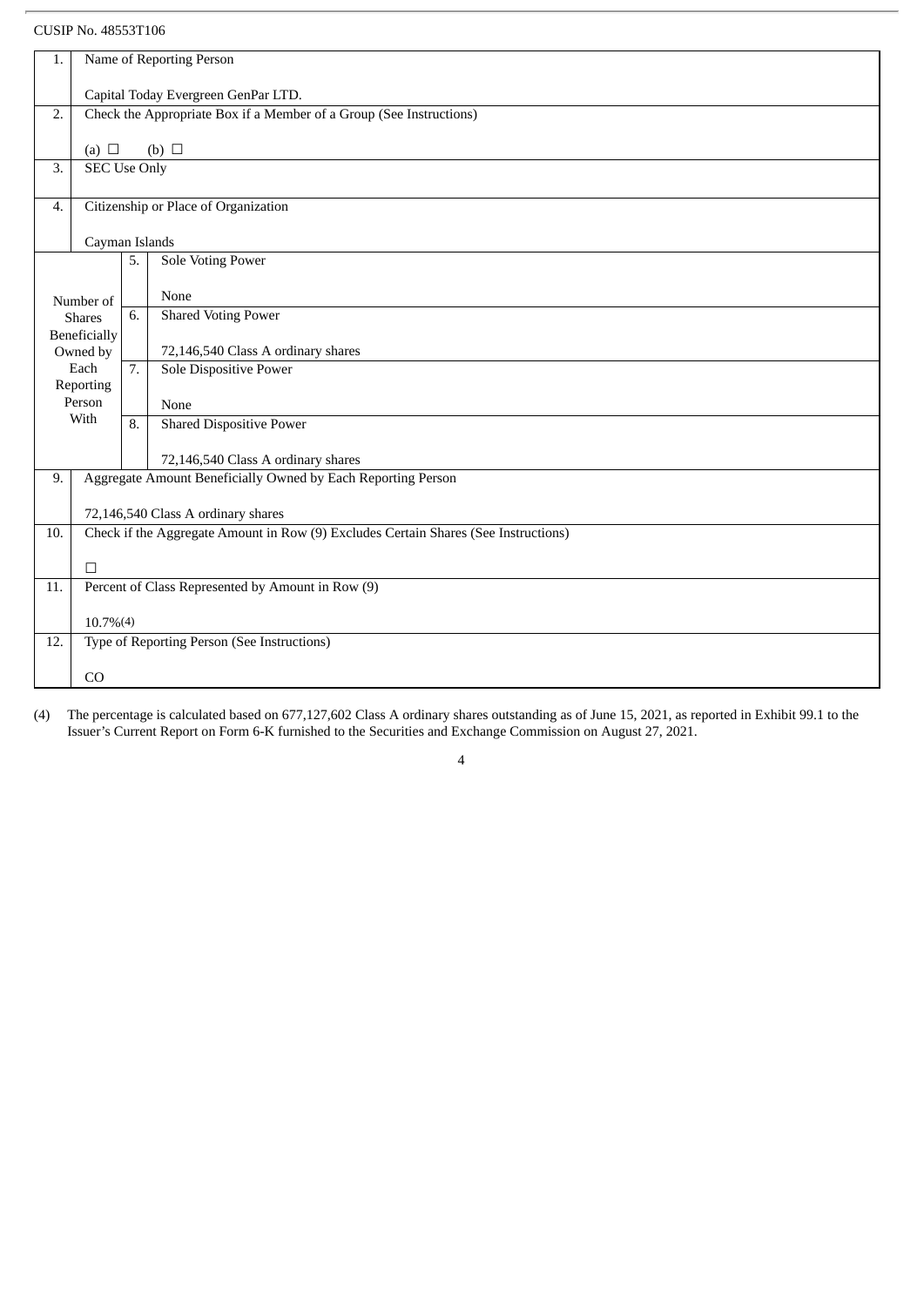CUSIP No. 48553T106

| | | | |
|---|---|---|---|
| 1. | Name of Reporting Person<br><br>Capital Today Evergreen GenPar LTD. | | |
| 2. | Check the Appropriate Box if a Member of a Group (See Instructions)<br><br>(a) ☐ (b) ☐ | | |
| 3. | SEC Use Only | | |
| 4. | Citizenship or Place of Organization<br><br>Cayman Islands | | |
| Number of Shares Beneficially Owned by Each Reporting Person With | 5. | Sole Voting Power<br><br>None | |
| | 6. | Shared Voting Power<br><br>72,146,540 Class A ordinary shares | |
| | 7. | Sole Dispositive Power<br><br>None | |
| | 8. | Shared Dispositive Power<br><br>72,146,540 Class A ordinary shares | |
| 9. | Aggregate Amount Beneficially Owned by Each Reporting Person<br><br>72,146,540 Class A ordinary shares | | |
| 10. | Check if the Aggregate Amount in Row (9) Excludes Certain Shares (See Instructions)<br><br>☐ | | |
| 11. | Percent of Class Represented by Amount in Row (9)<br><br>10.7%(4) | | |
| 12. | Type of Reporting Person (See Instructions)<br><br>CO | | |

(4) The percentage is calculated based on 677,127,602 Class A ordinary shares outstanding as of June 15, 2021, as reported in Exhibit 99.1 to the Issuer's Current Report on Form 6-K furnished to the Securities and Exchange Commission on August 27, 2021.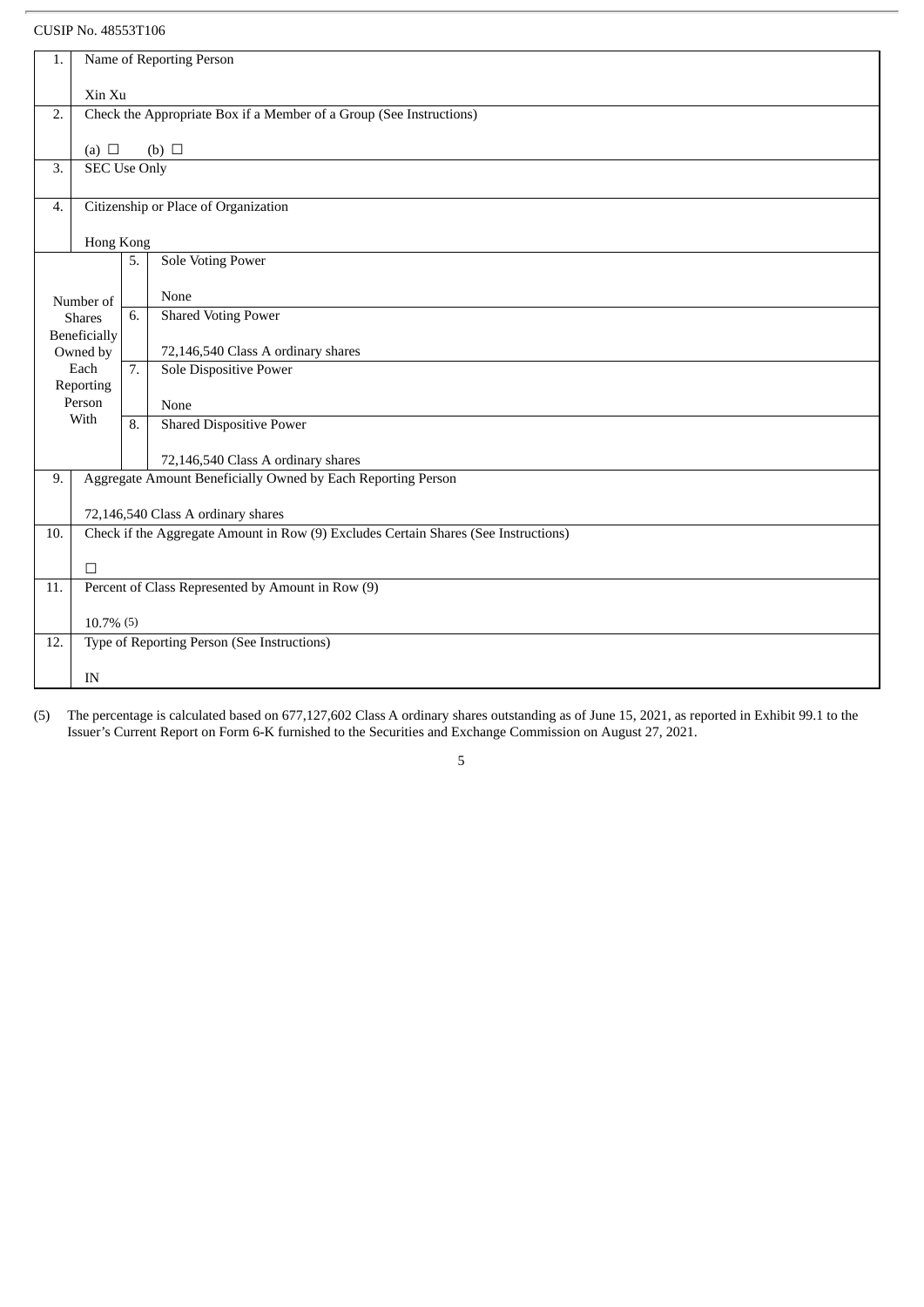CUSIP No. 48553T106

| | | | |
|---|---|---|---|
| 1. | Name of Reporting Person<br><br>Xin Xu | | |
| 2. | Check the Appropriate Box if a Member of a Group (See Instructions)<br><br>(a) ☐ (b) ☐ | | |
| 3. | SEC Use Only | | |
| 4. | Citizenship or Place of Organization<br><br>Hong Kong | | |
| Number of Shares Beneficially Owned by Each Reporting Person With | | 5. | Sole Voting Power<br><br>None |
| | | 6. | Shared Voting Power<br><br>72,146,540 Class A ordinary shares |
| | | 7. | Sole Dispositive Power<br><br>None |
| | | 8. | Shared Dispositive Power<br><br>72,146,540 Class A ordinary shares |
| 9. | Aggregate Amount Beneficially Owned by Each Reporting Person<br><br>72,146,540 Class A ordinary shares | | |
| 10. | Check if the Aggregate Amount in Row (9) Excludes Certain Shares (See Instructions)<br><br>☐ | | |
| 11. | Percent of Class Represented by Amount in Row (9)<br><br>10.7% (5) | | |
| 12. | Type of Reporting Person (See Instructions)<br><br>IN | | |

(5) The percentage is calculated based on 677,127,602 Class A ordinary shares outstanding as of June 15, 2021, as reported in Exhibit 99.1 to the Issuer's Current Report on Form 6-K furnished to the Securities and Exchange Commission on August 27, 2021.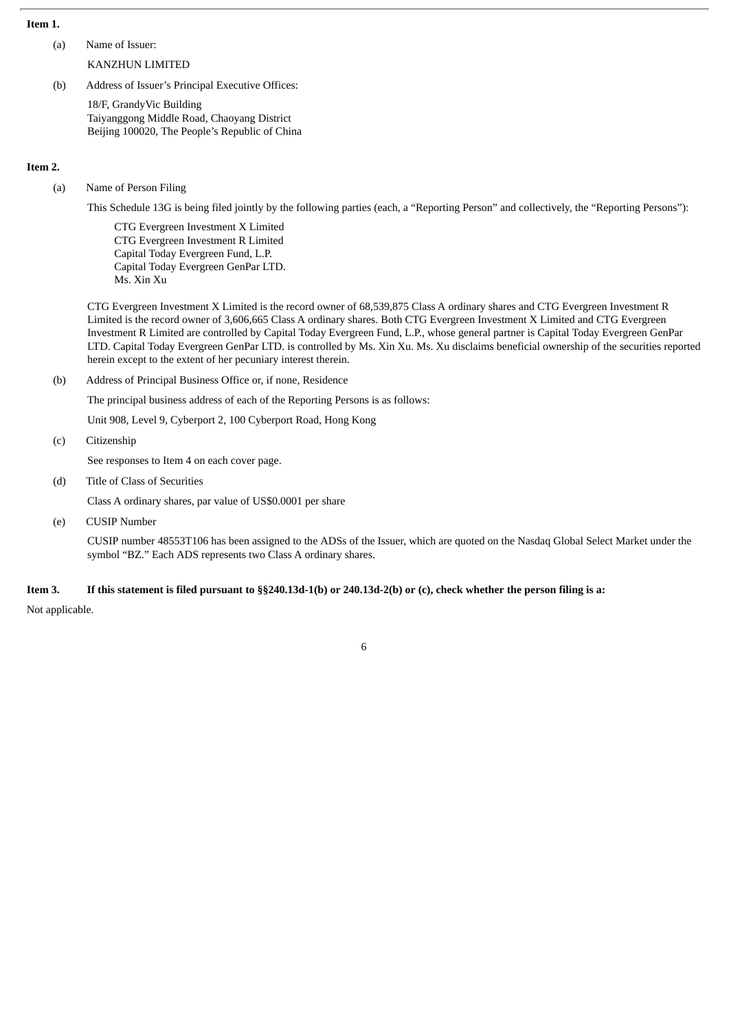**Item 1.**

(a) Name of Issuer:

KANZHUN LIMITED

(b) Address of Issuer's Principal Executive Offices:

18/F, GrandyVic Building
Taiyanggong Middle Road, Chaoyang District
Beijing 100020, The People's Republic of China

**Item 2.**

(a) Name of Person Filing

This Schedule 13G is being filed jointly by the following parties (each, a "Reporting Person" and collectively, the "Reporting Persons"):

CTG Evergreen Investment X Limited
CTG Evergreen Investment R Limited
Capital Today Evergreen Fund, L.P.
Capital Today Evergreen GenPar LTD.
Ms. Xin Xu

CTG Evergreen Investment X Limited is the record owner of 68,539,875 Class A ordinary shares and CTG Evergreen Investment R Limited is the record owner of 3,606,665 Class A ordinary shares. Both CTG Evergreen Investment X Limited and CTG Evergreen Investment R Limited are controlled by Capital Today Evergreen Fund, L.P., whose general partner is Capital Today Evergreen GenPar LTD. Capital Today Evergreen GenPar LTD. is controlled by Ms. Xin Xu. Ms. Xu disclaims beneficial ownership of the securities reported herein except to the extent of her pecuniary interest therein.

(b) Address of Principal Business Office or, if none, Residence

The principal business address of each of the Reporting Persons is as follows:

Unit 908, Level 9, Cyberport 2, 100 Cyberport Road, Hong Kong

(c) Citizenship

See responses to Item 4 on each cover page.

(d) Title of Class of Securities

Class A ordinary shares, par value of US$0.0001 per share

(e) CUSIP Number

CUSIP number 48553T106 has been assigned to the ADSs of the Issuer, which are quoted on the Nasdaq Global Select Market under the symbol "BZ." Each ADS represents two Class A ordinary shares.

**Item 3. If this statement is filed pursuant to §§240.13d-1(b) or 240.13d-2(b) or (c), check whether the person filing is a:**

Not applicable.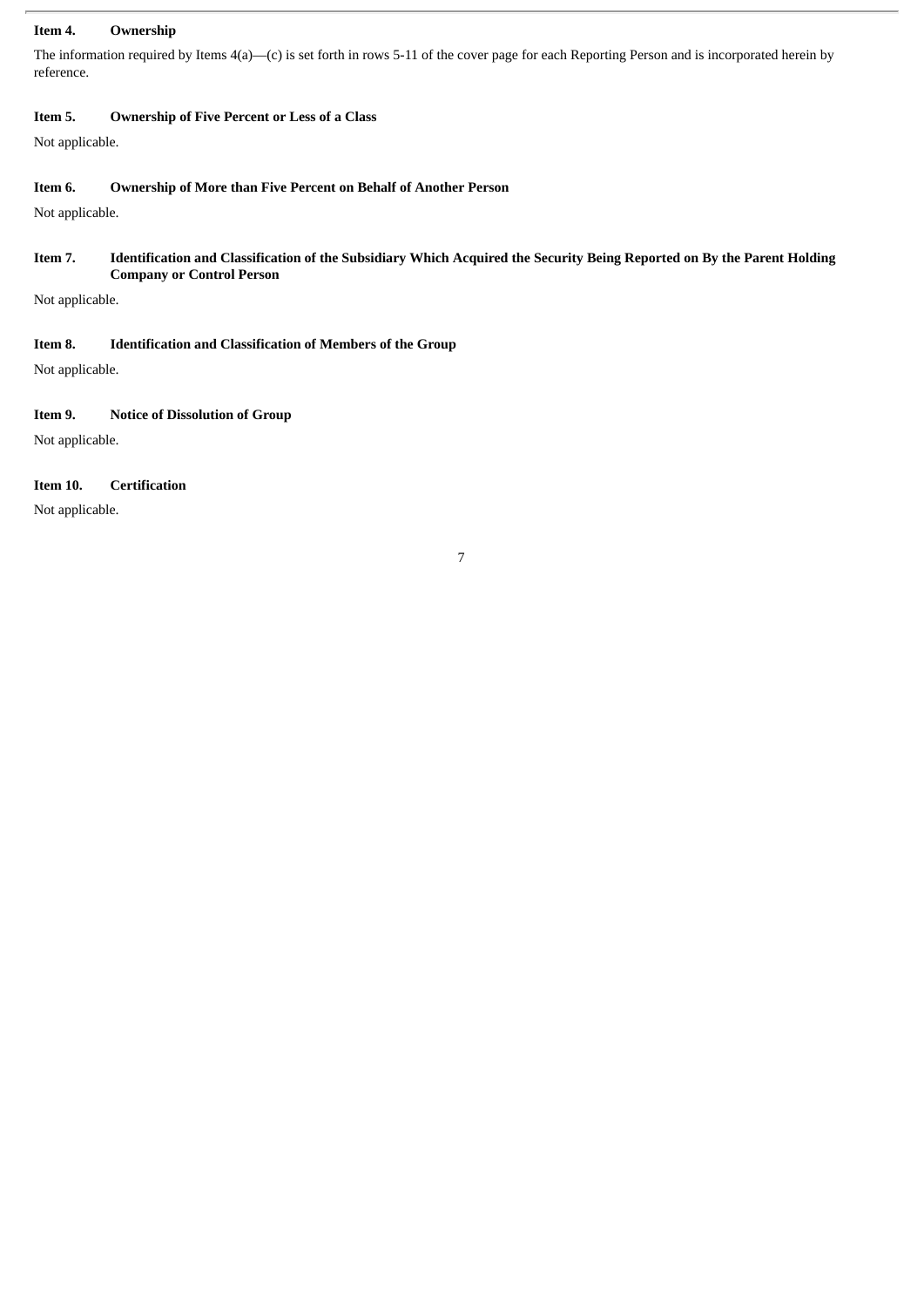**Item 4. Ownership**

The information required by Items 4(a)—(c) is set forth in rows 5-11 of the cover page for each Reporting Person and is incorporated herein by reference.

**Item 5. Ownership of Five Percent or Less of a Class**

Not applicable.

**Item 6. Ownership of More than Five Percent on Behalf of Another Person**

Not applicable.

**Item 7. Identification and Classification of the Subsidiary Which Acquired the Security Being Reported on By the Parent Holding Company or Control Person**

Not applicable.

**Item 8. Identification and Classification of Members of the Group**

Not applicable.

**Item 9. Notice of Dissolution of Group**

Not applicable.

**Item 10. Certification**

Not applicable.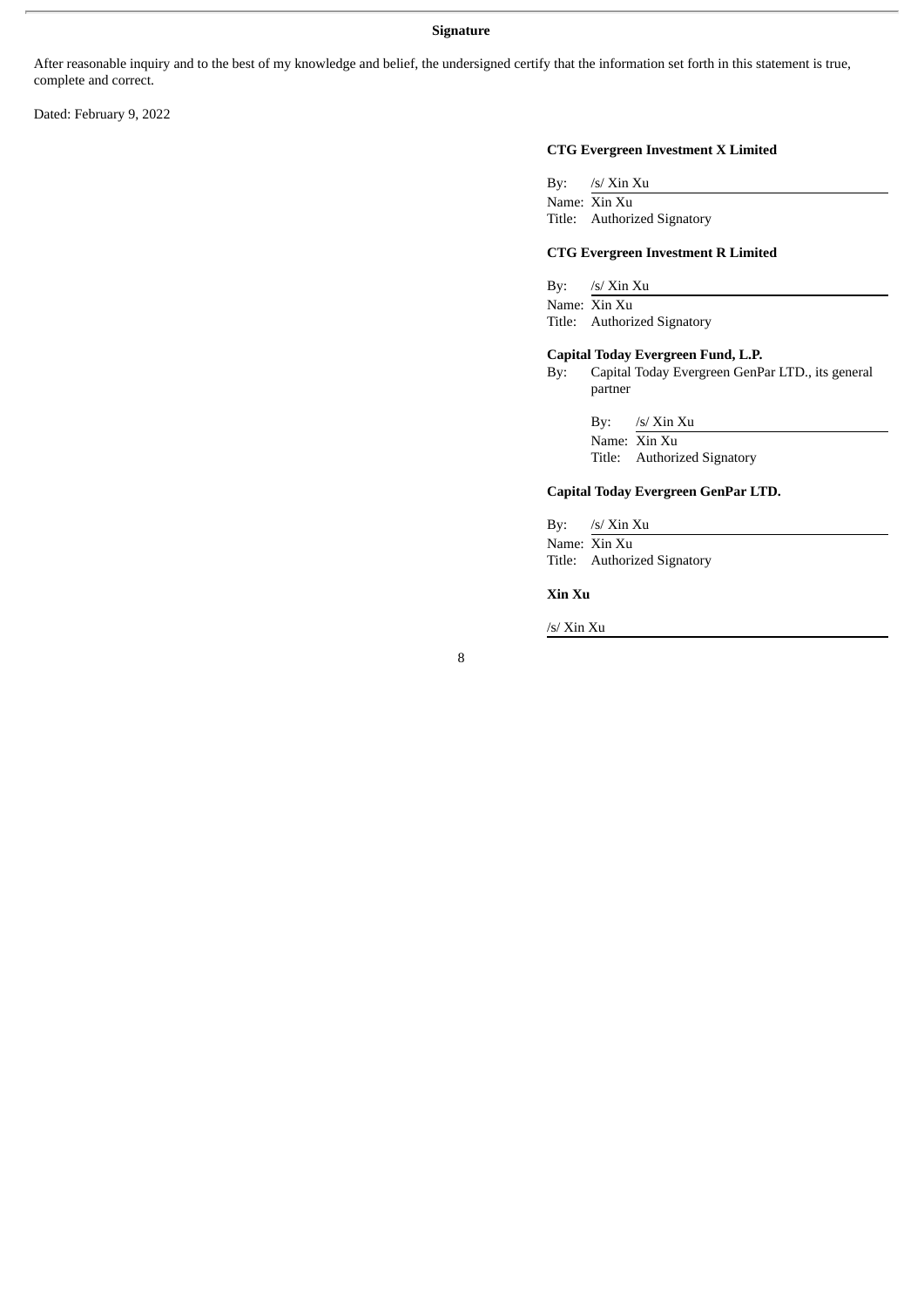**Signature**

After reasonable inquiry and to the best of my knowledge and belief, the undersigned certify that the information set forth in this statement is true, complete and correct.

Dated: February 9, 2022

**CTG Evergreen Investment X Limited**

By: /s/ Xin Xu
Name: Xin Xu
Title: Authorized Signatory

**CTG Evergreen Investment R Limited**

By: /s/ Xin Xu
Name: Xin Xu
Title: Authorized Signatory

**Capital Today Evergreen Fund, L.P.**
By: Capital Today Evergreen GenPar LTD., its general partner

By: /s/ Xin Xu
Name: Xin Xu
Title: Authorized Signatory

**Capital Today Evergreen GenPar LTD.**

By: /s/ Xin Xu
Name: Xin Xu
Title: Authorized Signatory

**Xin Xu**

/s/ Xin Xu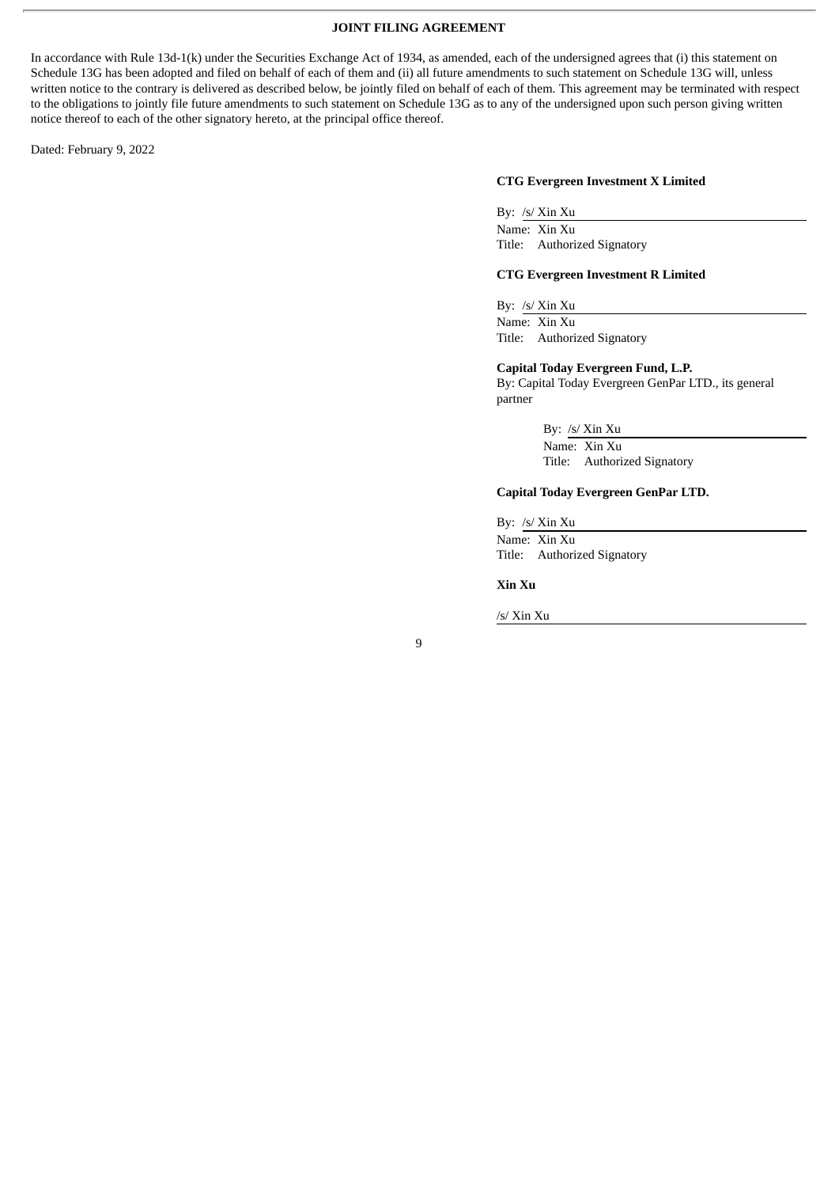**JOINT FILING AGREEMENT**

In accordance with Rule 13d-1(k) under the Securities Exchange Act of 1934, as amended, each of the undersigned agrees that (i) this statement on Schedule 13G has been adopted and filed on behalf of each of them and (ii) all future amendments to such statement on Schedule 13G will, unless written notice to the contrary is delivered as described below, be jointly filed on behalf of each of them. This agreement may be terminated with respect to the obligations to jointly file future amendments to such statement on Schedule 13G as to any of the undersigned upon such person giving written notice thereof to each of the other signatory hereto, at the principal office thereof.

Dated: February 9, 2022

**CTG Evergreen Investment X Limited**

By: /s/ Xin Xu
Name: Xin Xu
Title: Authorized Signatory

**CTG Evergreen Investment R Limited**

By: /s/ Xin Xu
Name: Xin Xu
Title: Authorized Signatory

**Capital Today Evergreen Fund, L.P.**
By: Capital Today Evergreen GenPar LTD., its general partner

By: /s/ Xin Xu
Name: Xin Xu
Title: Authorized Signatory

**Capital Today Evergreen GenPar LTD.**

By: /s/ Xin Xu
Name: Xin Xu
Title: Authorized Signatory

**Xin Xu**

/s/ Xin Xu